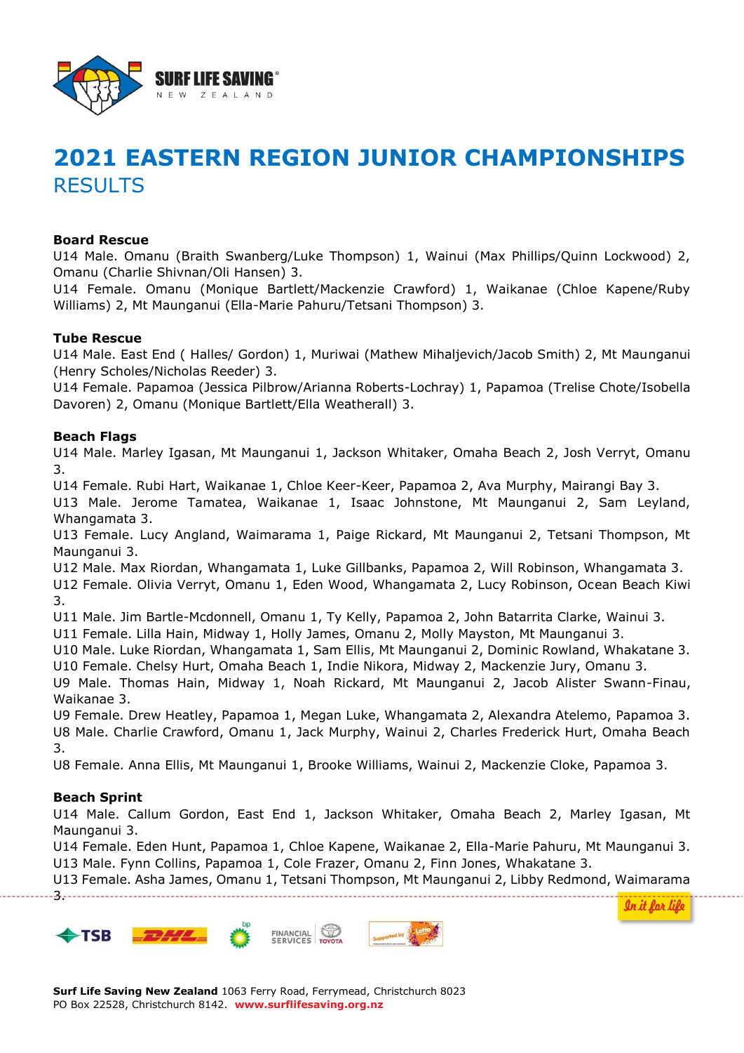# 2021 EASTERN REGION JUNIOR CHAMPIONSHIPS

## RESULTS

**Board Rescue**

U14 Male. Omanu (Braith Swanberg/Luke Thompson) 1, Wainui (Max Phillips/Quinn Lockwood) 2, Omanu (Charlie Shivnan/Oli Hansen) 3.

U14 Female. Omanu (Monique Bartlett/Mackenzie Crawford) 1, Waikanae (Chloe Kapene/Ruby Williams) 2, Mt Maunganui (Ella-Marie Pahuru/Tetsani Thompson) 3.

**Tube Rescue**

U14 Male. East End ( Halles/ Gordon) 1, Muriwai (Mathew Mihaljevich/Jacob Smith) 2, Mt Maunganui (Henry Scholes/Nicholas Reeder) 3.

U14 Female. Papamoa (Jessica Pilbrow/Arianna Roberts-Lochray) 1, Papamoa (Trelise Chote/Isobella Davoren) 2, Omanu (Monique Bartlett/Ella Weatherall) 3.

**Beach Flags**

U14 Male. Marley Igasan, Mt Maunganui 1, Jackson Whitaker, Omaha Beach 2, Josh Verryt, Omanu 3.

U14 Female. Rubi Hart, Waikanae 1, Chloe Keer-Keer, Papamoa 2, Ava Murphy, Mairangi Bay 3.

U13 Male. Jerome Tamatea, Waikanae 1, Isaac Johnstone, Mt Maunganui 2, Sam Leyland, Whangamata 3.

U13 Female. Lucy Angland, Waimarama 1, Paige Rickard, Mt Maunganui 2, Tetsani Thompson, Mt Maunganui 3.

U12 Male. Max Riordan, Whangamata 1, Luke Gillbanks, Papamoa 2, Will Robinson, Whangamata 3.

U12 Female. Olivia Verryt, Omanu 1, Eden Wood, Whangamata 2, Lucy Robinson, Ocean Beach Kiwi 3.

U11 Male. Jim Bartle-Mcdonnell, Omanu 1, Ty Kelly, Papamoa 2, John Batarrita Clarke, Wainui 3.

U11 Female. Lilla Hain, Midway 1, Holly James, Omanu 2, Molly Mayston, Mt Maunganui 3.

U10 Male. Luke Riordan, Whangamata 1, Sam Ellis, Mt Maunganui 2, Dominic Rowland, Whakatane 3.

U10 Female. Chelsy Hurt, Omaha Beach 1, Indie Nikora, Midway 2, Mackenzie Jury, Omanu 3.

U9 Male. Thomas Hain, Midway 1, Noah Rickard, Mt Maunganui 2, Jacob Alister Swann-Finau, Waikanae 3.

U9 Female. Drew Heatley, Papamoa 1, Megan Luke, Whangamata 2, Alexandra Atelemo, Papamoa 3.

U8 Male. Charlie Crawford, Omanu 1, Jack Murphy, Wainui 2, Charles Frederick Hurt, Omaha Beach 3.

U8 Female. Anna Ellis, Mt Maunganui 1, Brooke Williams, Wainui 2, Mackenzie Cloke, Papamoa 3.

**Beach Sprint**

U14 Male. Callum Gordon, East End 1, Jackson Whitaker, Omaha Beach 2, Marley Igasan, Mt Maunganui 3.

U14 Female. Eden Hunt, Papamoa 1, Chloe Kapene, Waikanae 2, Ella-Marie Pahuru, Mt Maunganui 3.

U13 Male. Fynn Collins, Papamoa 1, Cole Frazer, Omanu 2, Finn Jones, Whakatane 3.

U13 Female. Asha James, Omanu 1, Tetsani Thompson, Mt Maunganui 2, Libby Redmond, Waimarama 3.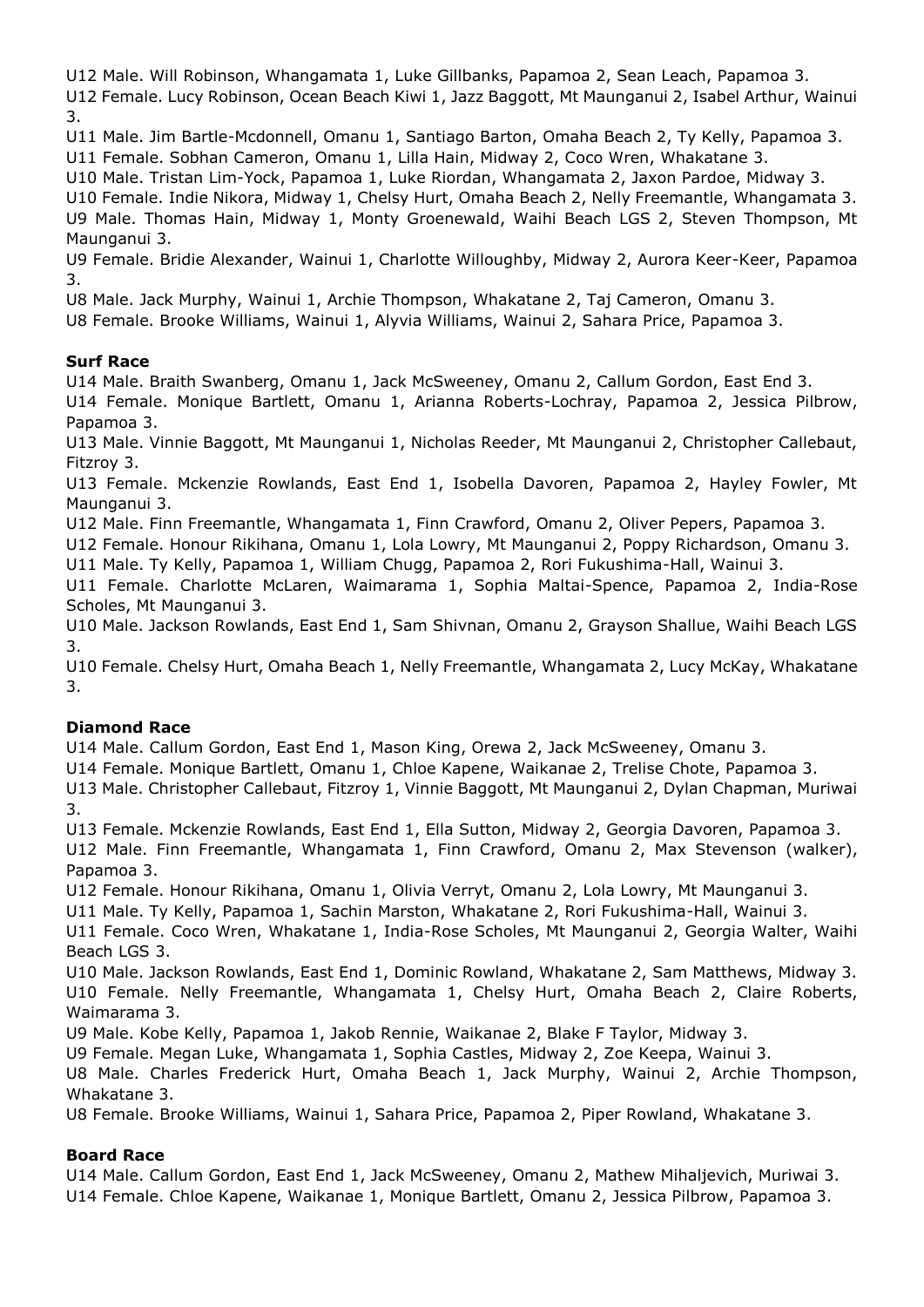U12 Male. Will Robinson, Whangamata 1, Luke Gillbanks, Papamoa 2, Sean Leach, Papamoa 3.
U12 Female. Lucy Robinson, Ocean Beach Kiwi 1, Jazz Baggott, Mt Maunganui 2, Isabel Arthur, Wainui 3.
U11 Male. Jim Bartle-Mcdonnell, Omanu 1, Santiago Barton, Omaha Beach 2, Ty Kelly, Papamoa 3.
U11 Female. Sobhan Cameron, Omanu 1, Lilla Hain, Midway 2, Coco Wren, Whakatane 3.
U10 Male. Tristan Lim-Yock, Papamoa 1, Luke Riordan, Whangamata 2, Jaxon Pardoe, Midway 3.
U10 Female. Indie Nikora, Midway 1, Chelsy Hurt, Omaha Beach 2, Nelly Freemantle, Whangamata 3.
U9 Male. Thomas Hain, Midway 1, Monty Groenewald, Waihi Beach LGS 2, Steven Thompson, Mt Maunganui 3.
U9 Female. Bridie Alexander, Wainui 1, Charlotte Willoughby, Midway 2, Aurora Keer-Keer, Papamoa 3.
U8 Male. Jack Murphy, Wainui 1, Archie Thompson, Whakatane 2, Taj Cameron, Omanu 3.
U8 Female. Brooke Williams, Wainui 1, Alyvia Williams, Wainui 2, Sahara Price, Papamoa 3.

**Surf Race**

U14 Male. Braith Swanberg, Omanu 1, Jack McSweeney, Omanu 2, Callum Gordon, East End 3.
U14 Female. Monique Bartlett, Omanu 1, Arianna Roberts-Lochray, Papamoa 2, Jessica Pilbrow, Papamoa 3.
U13 Male. Vinnie Baggott, Mt Maunganui 1, Nicholas Reeder, Mt Maunganui 2, Christopher Callebaut, Fitzroy 3.
U13 Female. Mckenzie Rowlands, East End 1, Isobella Davoren, Papamoa 2, Hayley Fowler, Mt Maunganui 3.
U12 Male. Finn Freemantle, Whangamata 1, Finn Crawford, Omanu 2, Oliver Pepers, Papamoa 3.
U12 Female. Honour Rikihana, Omanu 1, Lola Lowry, Mt Maunganui 2, Poppy Richardson, Omanu 3.
U11 Male. Ty Kelly, Papamoa 1, William Chugg, Papamoa 2, Rori Fukushima-Hall, Wainui 3.
U11 Female. Charlotte McLaren, Waimarama 1, Sophia Maltai-Spence, Papamoa 2, India-Rose Scholes, Mt Maunganui 3.
U10 Male. Jackson Rowlands, East End 1, Sam Shivnan, Omanu 2, Grayson Shallue, Waihi Beach LGS 3.
U10 Female. Chelsy Hurt, Omaha Beach 1, Nelly Freemantle, Whangamata 2, Lucy McKay, Whakatane 3.

**Diamond Race**

U14 Male. Callum Gordon, East End 1, Mason King, Orewa 2, Jack McSweeney, Omanu 3.
U14 Female. Monique Bartlett, Omanu 1, Chloe Kapene, Waikanae 2, Trelise Chote, Papamoa 3.
U13 Male. Christopher Callebaut, Fitzroy 1, Vinnie Baggott, Mt Maunganui 2, Dylan Chapman, Muriwai 3.
U13 Female. Mckenzie Rowlands, East End 1, Ella Sutton, Midway 2, Georgia Davoren, Papamoa 3.
U12 Male. Finn Freemantle, Whangamata 1, Finn Crawford, Omanu 2, Max Stevenson (walker), Papamoa 3.
U12 Female. Honour Rikihana, Omanu 1, Olivia Verryt, Omanu 2, Lola Lowry, Mt Maunganui 3.
U11 Male. Ty Kelly, Papamoa 1, Sachin Marston, Whakatane 2, Rori Fukushima-Hall, Wainui 3.
U11 Female. Coco Wren, Whakatane 1, India-Rose Scholes, Mt Maunganui 2, Georgia Walter, Waihi Beach LGS 3.
U10 Male. Jackson Rowlands, East End 1, Dominic Rowland, Whakatane 2, Sam Matthews, Midway 3.
U10 Female. Nelly Freemantle, Whangamata 1, Chelsy Hurt, Omaha Beach 2, Claire Roberts, Waimarama 3.
U9 Male. Kobe Kelly, Papamoa 1, Jakob Rennie, Waikanae 2, Blake F Taylor, Midway 3.
U9 Female. Megan Luke, Whangamata 1, Sophia Castles, Midway 2, Zoe Keepa, Wainui 3.
U8 Male. Charles Frederick Hurt, Omaha Beach 1, Jack Murphy, Wainui 2, Archie Thompson, Whakatane 3.
U8 Female. Brooke Williams, Wainui 1, Sahara Price, Papamoa 2, Piper Rowland, Whakatane 3.

**Board Race**

U14 Male. Callum Gordon, East End 1, Jack McSweeney, Omanu 2, Mathew Mihaljevich, Muriwai 3.
U14 Female. Chloe Kapene, Waikanae 1, Monique Bartlett, Omanu 2, Jessica Pilbrow, Papamoa 3.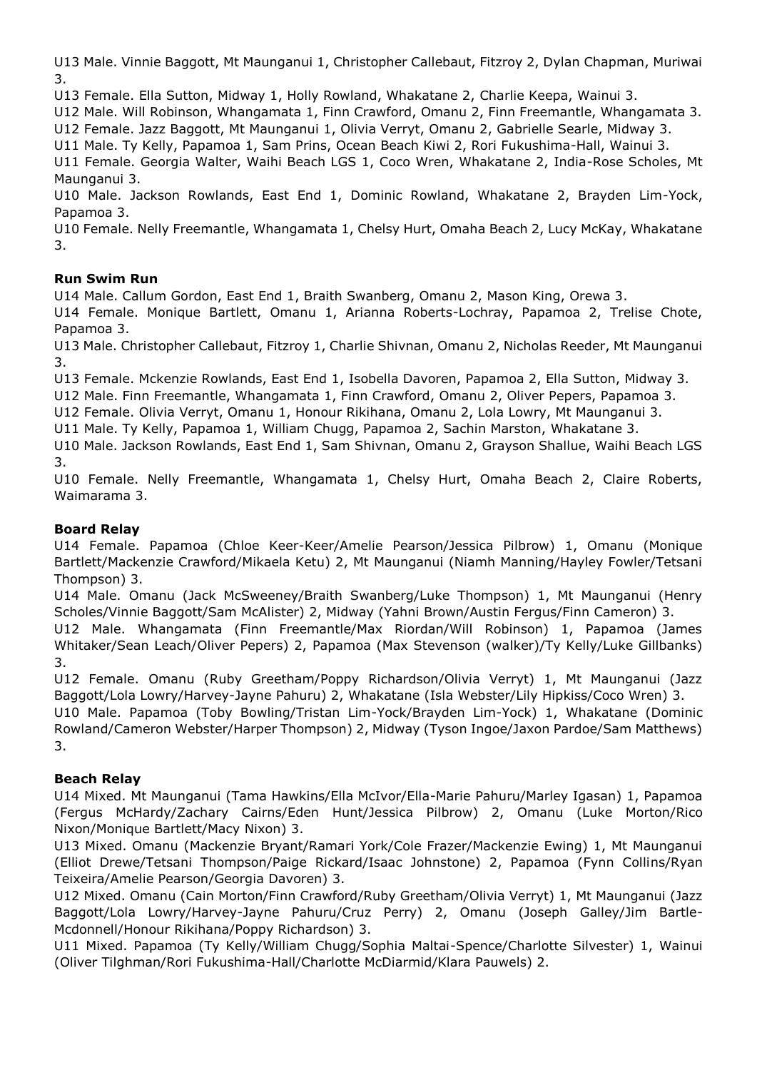U13 Male. Vinnie Baggott, Mt Maunganui 1, Christopher Callebaut, Fitzroy 2, Dylan Chapman, Muriwai 3.

U13 Female. Ella Sutton, Midway 1, Holly Rowland, Whakatane 2, Charlie Keepa, Wainui 3.

U12 Male. Will Robinson, Whangamata 1, Finn Crawford, Omanu 2, Finn Freemantle, Whangamata 3.

U12 Female. Jazz Baggott, Mt Maunganui 1, Olivia Verryt, Omanu 2, Gabrielle Searle, Midway 3.

U11 Male. Ty Kelly, Papamoa 1, Sam Prins, Ocean Beach Kiwi 2, Rori Fukushima-Hall, Wainui 3.

U11 Female. Georgia Walter, Waihi Beach LGS 1, Coco Wren, Whakatane 2, India-Rose Scholes, Mt Maunganui 3.

U10 Male. Jackson Rowlands, East End 1, Dominic Rowland, Whakatane 2, Brayden Lim-Yock, Papamoa 3.

U10 Female. Nelly Freemantle, Whangamata 1, Chelsy Hurt, Omaha Beach 2, Lucy McKay, Whakatane 3.

**Run Swim Run**

U14 Male. Callum Gordon, East End 1, Braith Swanberg, Omanu 2, Mason King, Orewa 3.

U14 Female. Monique Bartlett, Omanu 1, Arianna Roberts-Lochray, Papamoa 2, Trelise Chote, Papamoa 3.

U13 Male. Christopher Callebaut, Fitzroy 1, Charlie Shivnan, Omanu 2, Nicholas Reeder, Mt Maunganui 3.

U13 Female. Mckenzie Rowlands, East End 1, Isobella Davoren, Papamoa 2, Ella Sutton, Midway 3.

U12 Male. Finn Freemantle, Whangamata 1, Finn Crawford, Omanu 2, Oliver Pepers, Papamoa 3.

U12 Female. Olivia Verryt, Omanu 1, Honour Rikihana, Omanu 2, Lola Lowry, Mt Maunganui 3.

U11 Male. Ty Kelly, Papamoa 1, William Chugg, Papamoa 2, Sachin Marston, Whakatane 3.

U10 Male. Jackson Rowlands, East End 1, Sam Shivnan, Omanu 2, Grayson Shallue, Waihi Beach LGS 3.

U10 Female. Nelly Freemantle, Whangamata 1, Chelsy Hurt, Omaha Beach 2, Claire Roberts, Waimarama 3.

**Board Relay**

U14 Female. Papamoa (Chloe Keer-Keer/Amelie Pearson/Jessica Pilbrow) 1, Omanu (Monique Bartlett/Mackenzie Crawford/Mikaela Ketu) 2, Mt Maunganui (Niamh Manning/Hayley Fowler/Tetsani Thompson) 3.

U14 Male. Omanu (Jack McSweeney/Braith Swanberg/Luke Thompson) 1, Mt Maunganui (Henry Scholes/Vinnie Baggott/Sam McAlister) 2, Midway (Yahni Brown/Austin Fergus/Finn Cameron) 3.

U12 Male. Whangamata (Finn Freemantle/Max Riordan/Will Robinson) 1, Papamoa (James Whitaker/Sean Leach/Oliver Pepers) 2, Papamoa (Max Stevenson (walker)/Ty Kelly/Luke Gillbanks) 3.

U12 Female. Omanu (Ruby Greetham/Poppy Richardson/Olivia Verryt) 1, Mt Maunganui (Jazz Baggott/Lola Lowry/Harvey-Jayne Pahuru) 2, Whakatane (Isla Webster/Lily Hipkiss/Coco Wren) 3.

U10 Male. Papamoa (Toby Bowling/Tristan Lim-Yock/Brayden Lim-Yock) 1, Whakatane (Dominic Rowland/Cameron Webster/Harper Thompson) 2, Midway (Tyson Ingoe/Jaxon Pardoe/Sam Matthews) 3.

**Beach Relay**

U14 Mixed. Mt Maunganui (Tama Hawkins/Ella McIvor/Ella-Marie Pahuru/Marley Igasan) 1, Papamoa (Fergus McHardy/Zachary Cairns/Eden Hunt/Jessica Pilbrow) 2, Omanu (Luke Morton/Rico Nixon/Monique Bartlett/Macy Nixon) 3.

U13 Mixed. Omanu (Mackenzie Bryant/Ramari York/Cole Frazer/Mackenzie Ewing) 1, Mt Maunganui (Elliot Drewe/Tetsani Thompson/Paige Rickard/Isaac Johnstone) 2, Papamoa (Fynn Collins/Ryan Teixeira/Amelie Pearson/Georgia Davoren) 3.

U12 Mixed. Omanu (Cain Morton/Finn Crawford/Ruby Greetham/Olivia Verryt) 1, Mt Maunganui (Jazz Baggott/Lola Lowry/Harvey-Jayne Pahuru/Cruz Perry) 2, Omanu (Joseph Galley/Jim Bartle-Mcdonnell/Honour Rikihana/Poppy Richardson) 3.

U11 Mixed. Papamoa (Ty Kelly/William Chugg/Sophia Maltai-Spence/Charlotte Silvester) 1, Wainui (Oliver Tilghman/Rori Fukushima-Hall/Charlotte McDiarmid/Klara Pauwels) 2.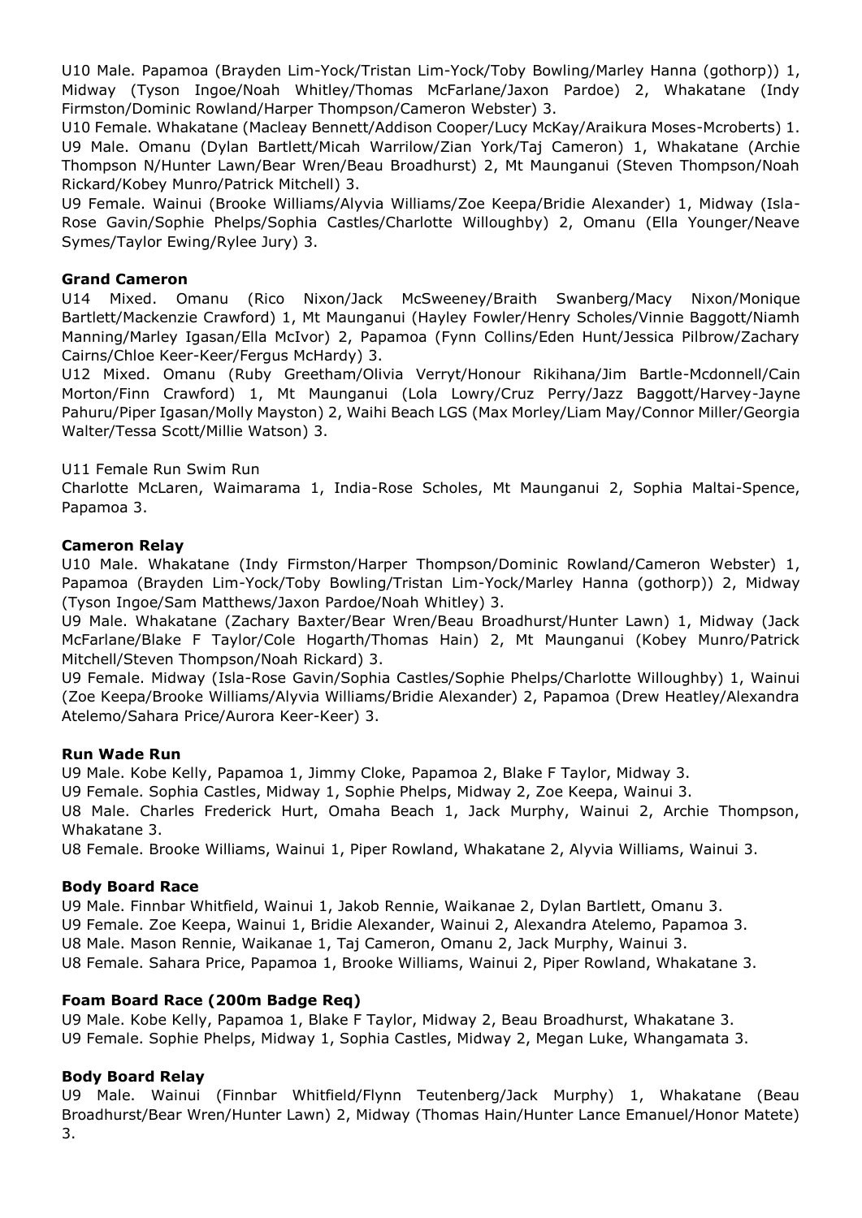U10 Male. Papamoa (Brayden Lim-Yock/Tristan Lim-Yock/Toby Bowling/Marley Hanna (gothorp)) 1, Midway (Tyson Ingoe/Noah Whitley/Thomas McFarlane/Jaxon Pardoe) 2, Whakatane (Indy Firmston/Dominic Rowland/Harper Thompson/Cameron Webster) 3.

U10 Female. Whakatane (Macleay Bennett/Addison Cooper/Lucy McKay/Araikura Moses-Mcroberts) 1.

U9 Male. Omanu (Dylan Bartlett/Micah Warrilow/Zian York/Taj Cameron) 1, Whakatane (Archie Thompson N/Hunter Lawn/Bear Wren/Beau Broadhurst) 2, Mt Maunganui (Steven Thompson/Noah Rickard/Kobey Munro/Patrick Mitchell) 3.

U9 Female. Wainui (Brooke Williams/Alyvia Williams/Zoe Keepa/Bridie Alexander) 1, Midway (Isla-Rose Gavin/Sophie Phelps/Sophia Castles/Charlotte Willoughby) 2, Omanu (Ella Younger/Neave Symes/Taylor Ewing/Rylee Jury) 3.

**Grand Cameron**

U14 Mixed. Omanu (Rico Nixon/Jack McSweeney/Braith Swanberg/Macy Nixon/Monique Bartlett/Mackenzie Crawford) 1, Mt Maunganui (Hayley Fowler/Henry Scholes/Vinnie Baggott/Niamh Manning/Marley Igasan/Ella McIvor) 2, Papamoa (Fynn Collins/Eden Hunt/Jessica Pilbrow/Zachary Cairns/Chloe Keer-Keer/Fergus McHardy) 3.

U12 Mixed. Omanu (Ruby Greetham/Olivia Verryt/Honour Rikihana/Jim Bartle-Mcdonnell/Cain Morton/Finn Crawford) 1, Mt Maunganui (Lola Lowry/Cruz Perry/Jazz Baggott/Harvey-Jayne Pahuru/Piper Igasan/Molly Mayston) 2, Waihi Beach LGS (Max Morley/Liam May/Connor Miller/Georgia Walter/Tessa Scott/Millie Watson) 3.

U11 Female Run Swim Run

Charlotte McLaren, Waimarama 1, India-Rose Scholes, Mt Maunganui 2, Sophia Maltai-Spence, Papamoa 3.

**Cameron Relay**

U10 Male. Whakatane (Indy Firmston/Harper Thompson/Dominic Rowland/Cameron Webster) 1, Papamoa (Brayden Lim-Yock/Toby Bowling/Tristan Lim-Yock/Marley Hanna (gothorp)) 2, Midway (Tyson Ingoe/Sam Matthews/Jaxon Pardoe/Noah Whitley) 3.

U9 Male. Whakatane (Zachary Baxter/Bear Wren/Beau Broadhurst/Hunter Lawn) 1, Midway (Jack McFarlane/Blake F Taylor/Cole Hogarth/Thomas Hain) 2, Mt Maunganui (Kobey Munro/Patrick Mitchell/Steven Thompson/Noah Rickard) 3.

U9 Female. Midway (Isla-Rose Gavin/Sophia Castles/Sophie Phelps/Charlotte Willoughby) 1, Wainui (Zoe Keepa/Brooke Williams/Alyvia Williams/Bridie Alexander) 2, Papamoa (Drew Heatley/Alexandra Atelemo/Sahara Price/Aurora Keer-Keer) 3.

**Run Wade Run**

U9 Male. Kobe Kelly, Papamoa 1, Jimmy Cloke, Papamoa 2, Blake F Taylor, Midway 3.

U9 Female. Sophia Castles, Midway 1, Sophie Phelps, Midway 2, Zoe Keepa, Wainui 3.

U8 Male. Charles Frederick Hurt, Omaha Beach 1, Jack Murphy, Wainui 2, Archie Thompson, Whakatane 3.

U8 Female. Brooke Williams, Wainui 1, Piper Rowland, Whakatane 2, Alyvia Williams, Wainui 3.

**Body Board Race**

U9 Male. Finnbar Whitfield, Wainui 1, Jakob Rennie, Waikanae 2, Dylan Bartlett, Omanu 3.

U9 Female. Zoe Keepa, Wainui 1, Bridie Alexander, Wainui 2, Alexandra Atelemo, Papamoa 3.

U8 Male. Mason Rennie, Waikanae 1, Taj Cameron, Omanu 2, Jack Murphy, Wainui 3.

U8 Female. Sahara Price, Papamoa 1, Brooke Williams, Wainui 2, Piper Rowland, Whakatane 3.

**Foam Board Race (200m Badge Req)**

U9 Male. Kobe Kelly, Papamoa 1, Blake F Taylor, Midway 2, Beau Broadhurst, Whakatane 3.

U9 Female. Sophie Phelps, Midway 1, Sophia Castles, Midway 2, Megan Luke, Whangamata 3.

**Body Board Relay**

U9 Male. Wainui (Finnbar Whitfield/Flynn Teutenberg/Jack Murphy) 1, Whakatane (Beau Broadhurst/Bear Wren/Hunter Lawn) 2, Midway (Thomas Hain/Hunter Lance Emanuel/Honor Matete) 3.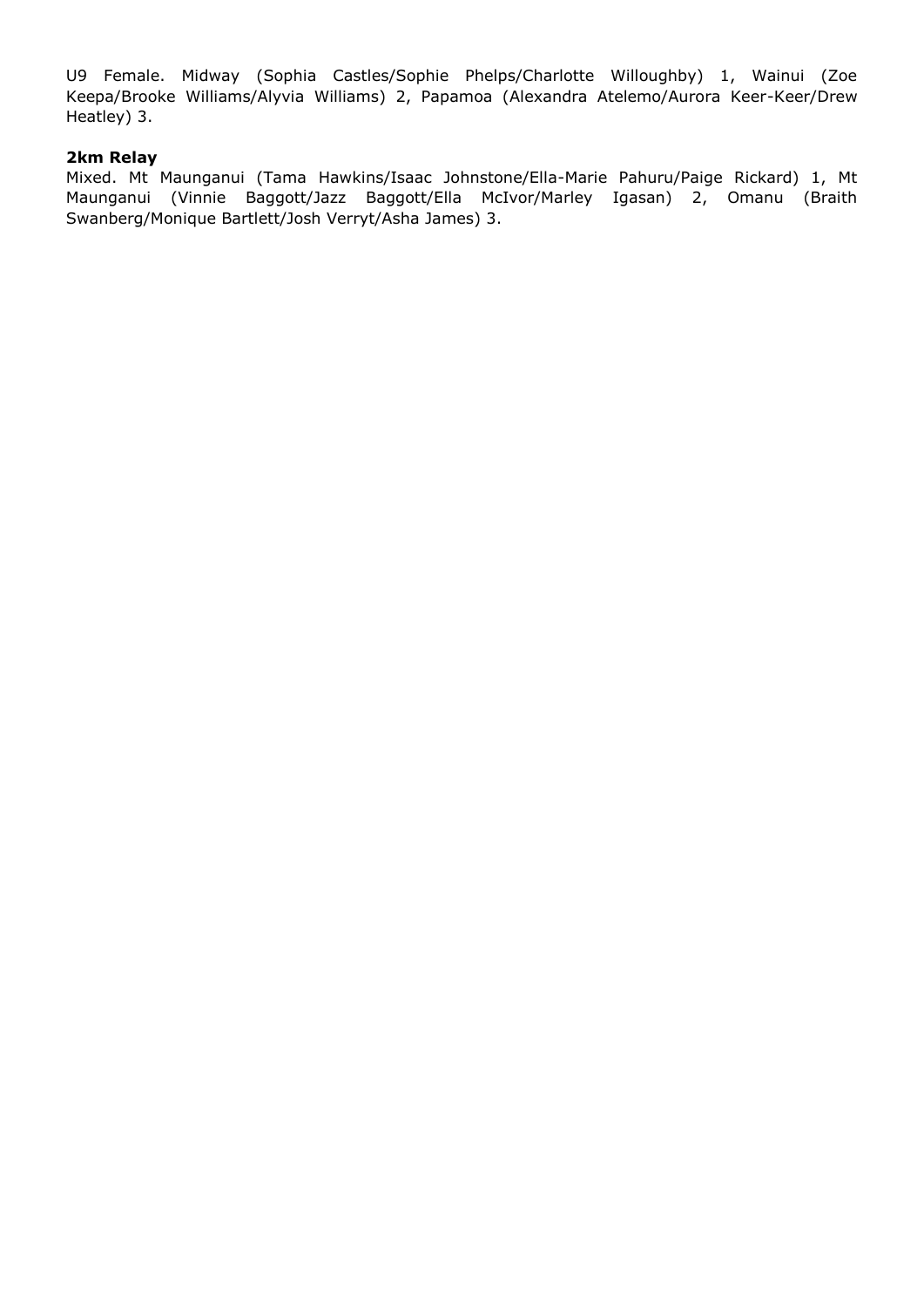U9 Female. Midway (Sophia Castles/Sophie Phelps/Charlotte Willoughby) 1, Wainui (Zoe Keepa/Brooke Williams/Alyvia Williams) 2, Papamoa (Alexandra Atelemo/Aurora Keer-Keer/Drew Heatley) 3.

**2km Relay**

Mixed. Mt Maunganui (Tama Hawkins/Isaac Johnstone/Ella-Marie Pahuru/Paige Rickard) 1, Mt Maunganui (Vinnie Baggott/Jazz Baggott/Ella McIvor/Marley Igasan) 2, Omanu (Braith Swanberg/Monique Bartlett/Josh Verryt/Asha James) 3.